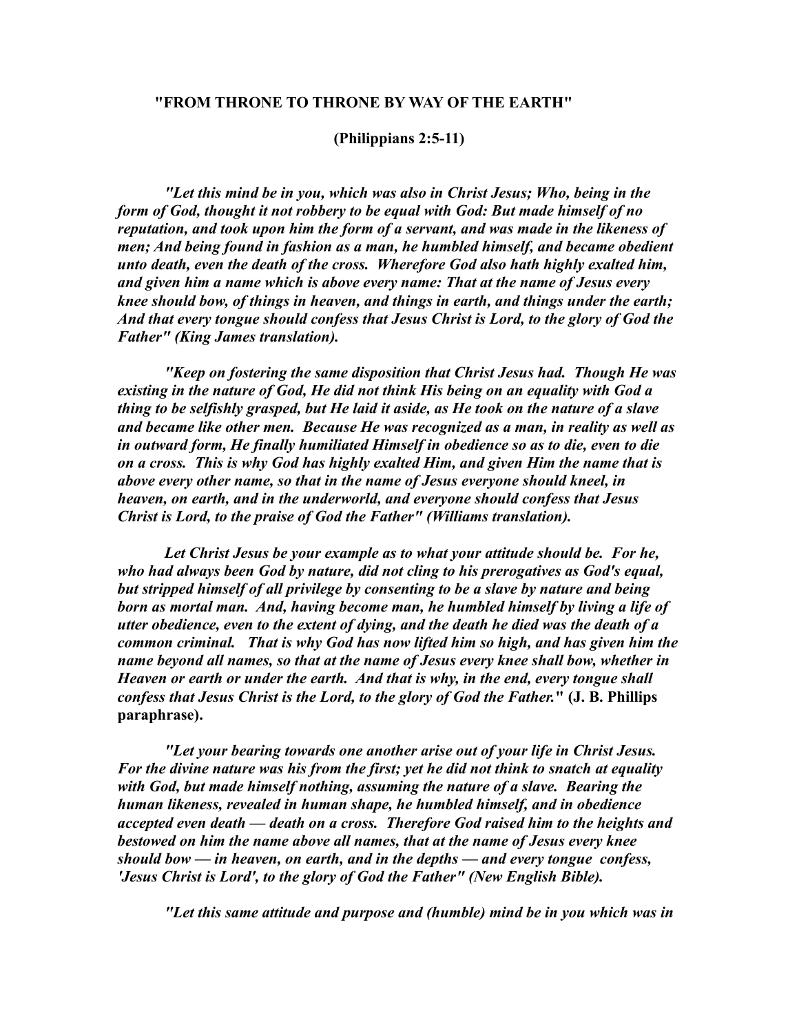**"FROM THRONE TO THRONE BY WAY OF THE EARTH"**

**(Philippians 2:5-11)**

***"Let this mind be in you, which was also in Christ Jesus; Who, being in the form of God, thought it not robbery to be equal with God: But made himself of no reputation, and took upon him the form of a servant, and was made in the likeness of men; And being found in fashion as a man, he humbled himself, and became obedient unto death, even the death of the cross. Wherefore God also hath highly exalted him, and given him a name which is above every name: That at the name of Jesus every knee should bow, of things in heaven, and things in earth, and things under the earth; And that every tongue should confess that Jesus Christ is Lord, to the glory of God the Father" (King James translation).***

***"Keep on fostering the same disposition that Christ Jesus had. Though He was existing in the nature of God, He did not think His being on an equality with God a thing to be selfishly grasped, but He laid it aside, as He took on the nature of a slave and became like other men. Because He was recognized as a man, in reality as well as in outward form, He finally humiliated Himself in obedience so as to die, even to die on a cross. This is why God has highly exalted Him, and given Him the name that is above every other name, so that in the name of Jesus everyone should kneel, in heaven, on earth, and in the underworld, and everyone should confess that Jesus Christ is Lord, to the praise of God the Father" (Williams translation).***

***Let Christ Jesus be your example as to what your attitude should be. For he, who had always been God by nature, did not cling to his prerogatives as God's equal, but stripped himself of all privilege by consenting to be a slave by nature and being born as mortal man. And, having become man, he humbled himself by living a life of utter obedience, even to the extent of dying, and the death he died was the death of a common criminal. That is why God has now lifted him so high, and has given him the name beyond all names, so that at the name of Jesus every knee shall bow, whether in Heaven or earth or under the earth. And that is why, in the end, every tongue shall confess that Jesus Christ is the Lord, to the glory of God the Father."* (J. B. Phillips paraphrase).**

***"Let your bearing towards one another arise out of your life in Christ Jesus. For the divine nature was his from the first; yet he did not think to snatch at equality with God, but made himself nothing, assuming the nature of a slave. Bearing the human likeness, revealed in human shape, he humbled himself, and in obedience accepted even death — death on a cross. Therefore God raised him to the heights and bestowed on him the name above all names, that at the name of Jesus every knee should bow — in heaven, on earth, and in the depths — and every tongue confess, 'Jesus Christ is Lord', to the glory of God the Father" (New English Bible).***

***"Let this same attitude and purpose and (humble) mind be in you which was in***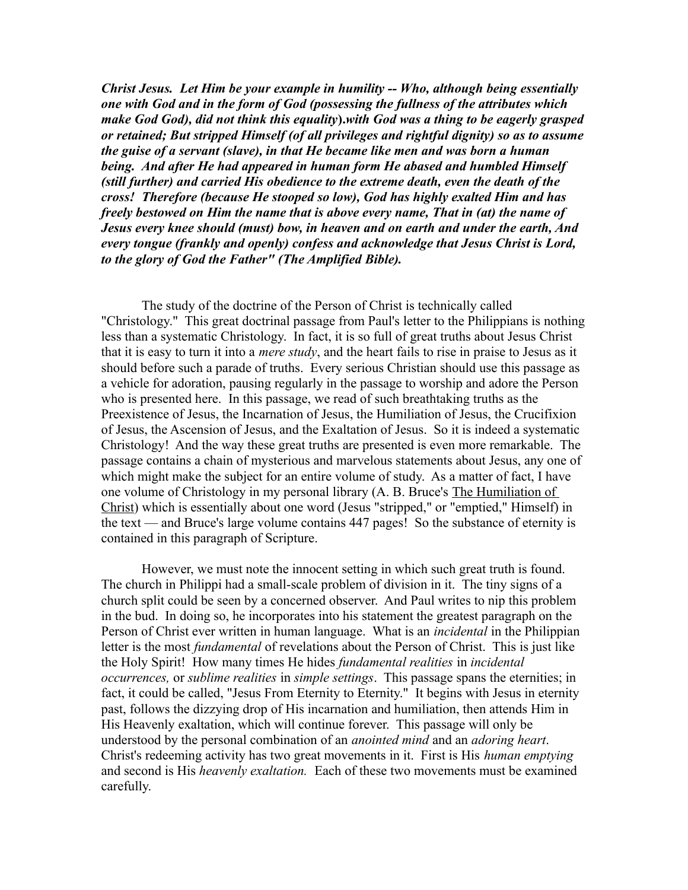***Christ Jesus. Let Him be your example in humility -- Who, although being essentially one with God and in the form of God (possessing the fullness of the attributes which make God God), did not think this equality*).*with God was a thing to be eagerly grasped or retained; But stripped Himself (of all privileges and rightful dignity) so as to assume the guise of a servant (slave), in that He became like men and was born a human being. And after He had appeared in human form He abased and humbled Himself (still further) and carried His obedience to the extreme death, even the death of the cross! Therefore (because He stooped so low), God has highly exalted Him and has freely bestowed on Him the name that is above every name, That in (at) the name of Jesus every knee should (must) bow, in heaven and on earth and under the earth, And every tongue (frankly and openly) confess and acknowledge that Jesus Christ is Lord, to the glory of God the Father" (The Amplified Bible).***

The study of the doctrine of the Person of Christ is technically called "Christology." This great doctrinal passage from Paul's letter to the Philippians is nothing less than a systematic Christology. In fact, it is so full of great truths about Jesus Christ that it is easy to turn it into a *mere study*, and the heart fails to rise in praise to Jesus as it should before such a parade of truths. Every serious Christian should use this passage as a vehicle for adoration, pausing regularly in the passage to worship and adore the Person who is presented here. In this passage, we read of such breathtaking truths as the Preexistence of Jesus, the Incarnation of Jesus, the Humiliation of Jesus, the Crucifixion of Jesus, the Ascension of Jesus, and the Exaltation of Jesus. So it is indeed a systematic Christology! And the way these great truths are presented is even more remarkable. The passage contains a chain of mysterious and marvelous statements about Jesus, any one of which might make the subject for an entire volume of study. As a matter of fact, I have one volume of Christology in my personal library (A. B. Bruce's <u>The Humiliation of Christ</u>) which is essentially about one word (Jesus "stripped," or "emptied," Himself) in the text — and Bruce's large volume contains 447 pages! So the substance of eternity is contained in this paragraph of Scripture.

However, we must note the innocent setting in which such great truth is found. The church in Philippi had a small-scale problem of division in it. The tiny signs of a church split could be seen by a concerned observer. And Paul writes to nip this problem in the bud. In doing so, he incorporates into his statement the greatest paragraph on the Person of Christ ever written in human language. What is an *incidental* in the Philippian letter is the most *fundamental* of revelations about the Person of Christ. This is just like the Holy Spirit! How many times He hides *fundamental realities* in *incidental occurrences,* or *sublime realities* in *simple settings*. This passage spans the eternities; in fact, it could be called, "Jesus From Eternity to Eternity." It begins with Jesus in eternity past, follows the dizzying drop of His incarnation and humiliation, then attends Him in His Heavenly exaltation, which will continue forever. This passage will only be understood by the personal combination of an *anointed mind* and an *adoring heart*. Christ's redeeming activity has two great movements in it. First is His *human emptying* and second is His *heavenly exaltation.* Each of these two movements must be examined carefully.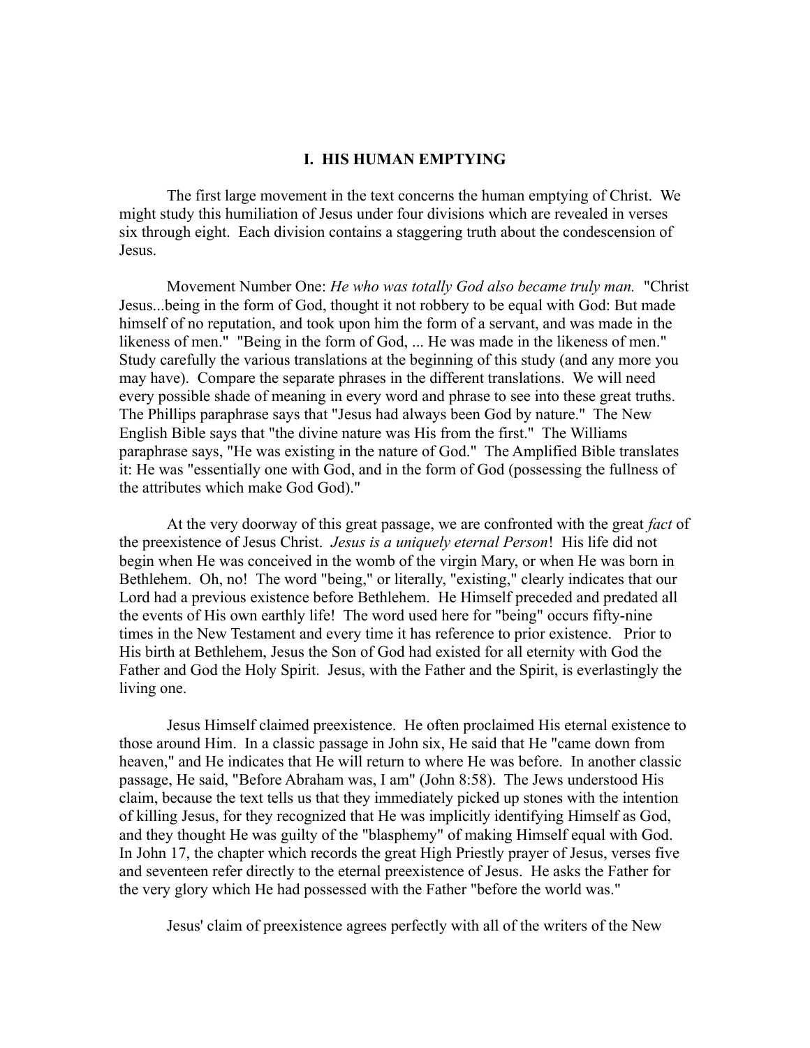## I. HIS HUMAN EMPTYING

The first large movement in the text concerns the human emptying of Christ. We might study this humiliation of Jesus under four divisions which are revealed in verses six through eight. Each division contains a staggering truth about the condescension of Jesus.

Movement Number One: *He who was totally God also became truly man.* "Christ Jesus...being in the form of God, thought it not robbery to be equal with God: But made himself of no reputation, and took upon him the form of a servant, and was made in the likeness of men." "Being in the form of God, ... He was made in the likeness of men." Study carefully the various translations at the beginning of this study (and any more you may have). Compare the separate phrases in the different translations. We will need every possible shade of meaning in every word and phrase to see into these great truths. The Phillips paraphrase says that "Jesus had always been God by nature." The New English Bible says that "the divine nature was His from the first." The Williams paraphrase says, "He was existing in the nature of God." The Amplified Bible translates it: He was "essentially one with God, and in the form of God (possessing the fullness of the attributes which make God God)."

At the very doorway of this great passage, we are confronted with the great *fact* of the preexistence of Jesus Christ. *Jesus is a uniquely eternal Person*! His life did not begin when He was conceived in the womb of the virgin Mary, or when He was born in Bethlehem. Oh, no! The word "being," or literally, "existing," clearly indicates that our Lord had a previous existence before Bethlehem. He Himself preceded and predated all the events of His own earthly life! The word used here for "being" occurs fifty-nine times in the New Testament and every time it has reference to prior existence. Prior to His birth at Bethlehem, Jesus the Son of God had existed for all eternity with God the Father and God the Holy Spirit. Jesus, with the Father and the Spirit, is everlastingly the living one.

Jesus Himself claimed preexistence. He often proclaimed His eternal existence to those around Him. In a classic passage in John six, He said that He "came down from heaven," and He indicates that He will return to where He was before. In another classic passage, He said, "Before Abraham was, I am" (John 8:58). The Jews understood His claim, because the text tells us that they immediately picked up stones with the intention of killing Jesus, for they recognized that He was implicitly identifying Himself as God, and they thought He was guilty of the "blasphemy" of making Himself equal with God. In John 17, the chapter which records the great High Priestly prayer of Jesus, verses five and seventeen refer directly to the eternal preexistence of Jesus. He asks the Father for the very glory which He had possessed with the Father "before the world was."

Jesus' claim of preexistence agrees perfectly with all of the writers of the New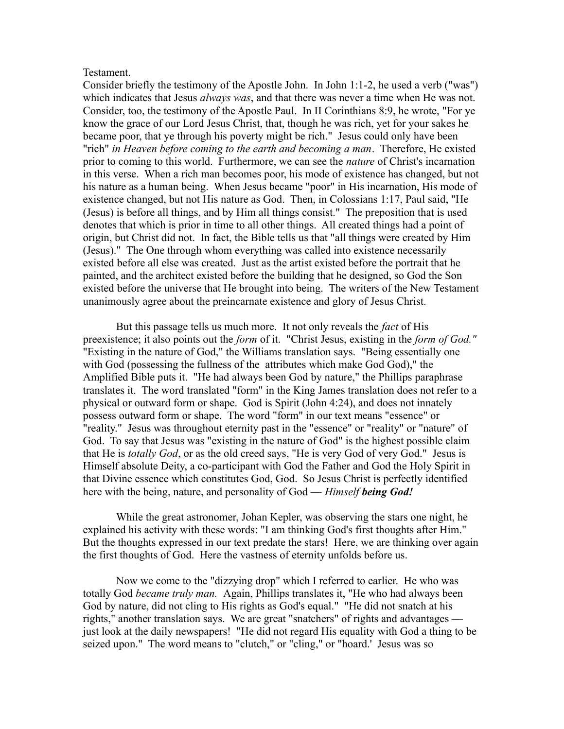Testament.

Consider briefly the testimony of the Apostle John. In John 1:1-2, he used a verb ("was") which indicates that Jesus *always was*, and that there was never a time when He was not. Consider, too, the testimony of the Apostle Paul. In II Corinthians 8:9, he wrote, "For ye know the grace of our Lord Jesus Christ, that, though he was rich, yet for your sakes he became poor, that ye through his poverty might be rich." Jesus could only have been "rich" *in Heaven before coming to the earth and becoming a man*. Therefore, He existed prior to coming to this world. Furthermore, we can see the *nature* of Christ's incarnation in this verse. When a rich man becomes poor, his mode of existence has changed, but not his nature as a human being. When Jesus became "poor" in His incarnation, His mode of existence changed, but not His nature as God. Then, in Colossians 1:17, Paul said, "He (Jesus) is before all things, and by Him all things consist." The preposition that is used denotes that which is prior in time to all other things. All created things had a point of origin, but Christ did not. In fact, the Bible tells us that "all things were created by Him (Jesus)." The One through whom everything was called into existence necessarily existed before all else was created. Just as the artist existed before the portrait that he painted, and the architect existed before the building that he designed, so God the Son existed before the universe that He brought into being. The writers of the New Testament unanimously agree about the preincarnate existence and glory of Jesus Christ.

But this passage tells us much more. It not only reveals the *fact* of His preexistence; it also points out the *form* of it. "Christ Jesus, existing in the *form of God."* "Existing in the nature of God," the Williams translation says. "Being essentially one with God (possessing the fullness of the attributes which make God God)," the Amplified Bible puts it. "He had always been God by nature," the Phillips paraphrase translates it. The word translated "form" in the King James translation does not refer to a physical or outward form or shape. God is Spirit (John 4:24), and does not innately possess outward form or shape. The word "form" in our text means "essence" or "reality." Jesus was throughout eternity past in the "essence" or "reality" or "nature" of God. To say that Jesus was "existing in the nature of God" is the highest possible claim that He is *totally God*, or as the old creed says, "He is very God of very God." Jesus is Himself absolute Deity, a co-participant with God the Father and God the Holy Spirit in that Divine essence which constitutes God, God. So Jesus Christ is perfectly identified here with the being, nature, and personality of God — *Himself **being God!***

While the great astronomer, Johan Kepler, was observing the stars one night, he explained his activity with these words: "I am thinking God's first thoughts after Him." But the thoughts expressed in our text predate the stars! Here, we are thinking over again the first thoughts of God. Here the vastness of eternity unfolds before us.

Now we come to the "dizzying drop" which I referred to earlier. He who was totally God *became truly man.* Again, Phillips translates it, "He who had always been God by nature, did not cling to His rights as God's equal." "He did not snatch at his rights," another translation says. We are great "snatchers" of rights and advantages — just look at the daily newspapers! "He did not regard His equality with God a thing to be seized upon." The word means to "clutch," or "cling," or "hoard.' Jesus was so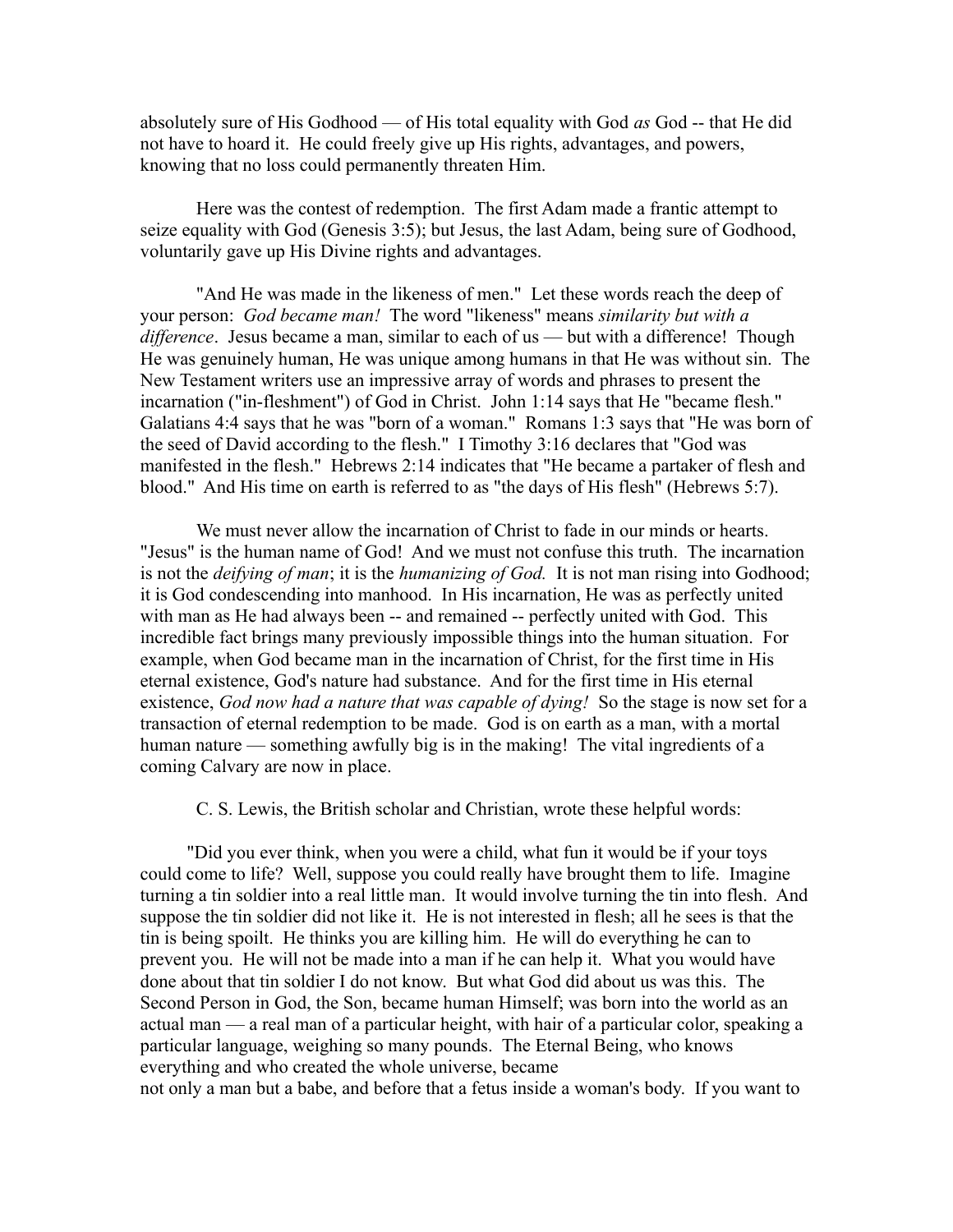absolutely sure of His Godhood — of His total equality with God *as* God -- that He did not have to hoard it. He could freely give up His rights, advantages, and powers, knowing that no loss could permanently threaten Him.

Here was the contest of redemption. The first Adam made a frantic attempt to seize equality with God (Genesis 3:5); but Jesus, the last Adam, being sure of Godhood, voluntarily gave up His Divine rights and advantages.

"And He was made in the likeness of men." Let these words reach the deep of your person: *God became man!* The word "likeness" means *similarity but with a difference*. Jesus became a man, similar to each of us — but with a difference! Though He was genuinely human, He was unique among humans in that He was without sin. The New Testament writers use an impressive array of words and phrases to present the incarnation ("in-fleshment") of God in Christ. John 1:14 says that He "became flesh." Galatians 4:4 says that he was "born of a woman." Romans 1:3 says that "He was born of the seed of David according to the flesh." I Timothy 3:16 declares that "God was manifested in the flesh." Hebrews 2:14 indicates that "He became a partaker of flesh and blood." And His time on earth is referred to as "the days of His flesh" (Hebrews 5:7).

We must never allow the incarnation of Christ to fade in our minds or hearts. "Jesus" is the human name of God! And we must not confuse this truth. The incarnation is not the *deifying of man*; it is the *humanizing of God.* It is not man rising into Godhood; it is God condescending into manhood. In His incarnation, He was as perfectly united with man as He had always been -- and remained -- perfectly united with God. This incredible fact brings many previously impossible things into the human situation. For example, when God became man in the incarnation of Christ, for the first time in His eternal existence, God's nature had substance. And for the first time in His eternal existence, *God now had a nature that was capable of dying!* So the stage is now set for a transaction of eternal redemption to be made. God is on earth as a man, with a mortal human nature — something awfully big is in the making! The vital ingredients of a coming Calvary are now in place.

C. S. Lewis, the British scholar and Christian, wrote these helpful words:

"Did you ever think, when you were a child, what fun it would be if your toys could come to life? Well, suppose you could really have brought them to life. Imagine turning a tin soldier into a real little man. It would involve turning the tin into flesh. And suppose the tin soldier did not like it. He is not interested in flesh; all he sees is that the tin is being spoilt. He thinks you are killing him. He will do everything he can to prevent you. He will not be made into a man if he can help it. What you would have done about that tin soldier I do not know. But what God did about us was this. The Second Person in God, the Son, became human Himself; was born into the world as an actual man — a real man of a particular height, with hair of a particular color, speaking a particular language, weighing so many pounds. The Eternal Being, who knows everything and who created the whole universe, became not only a man but a babe, and before that a fetus inside a woman's body. If you want to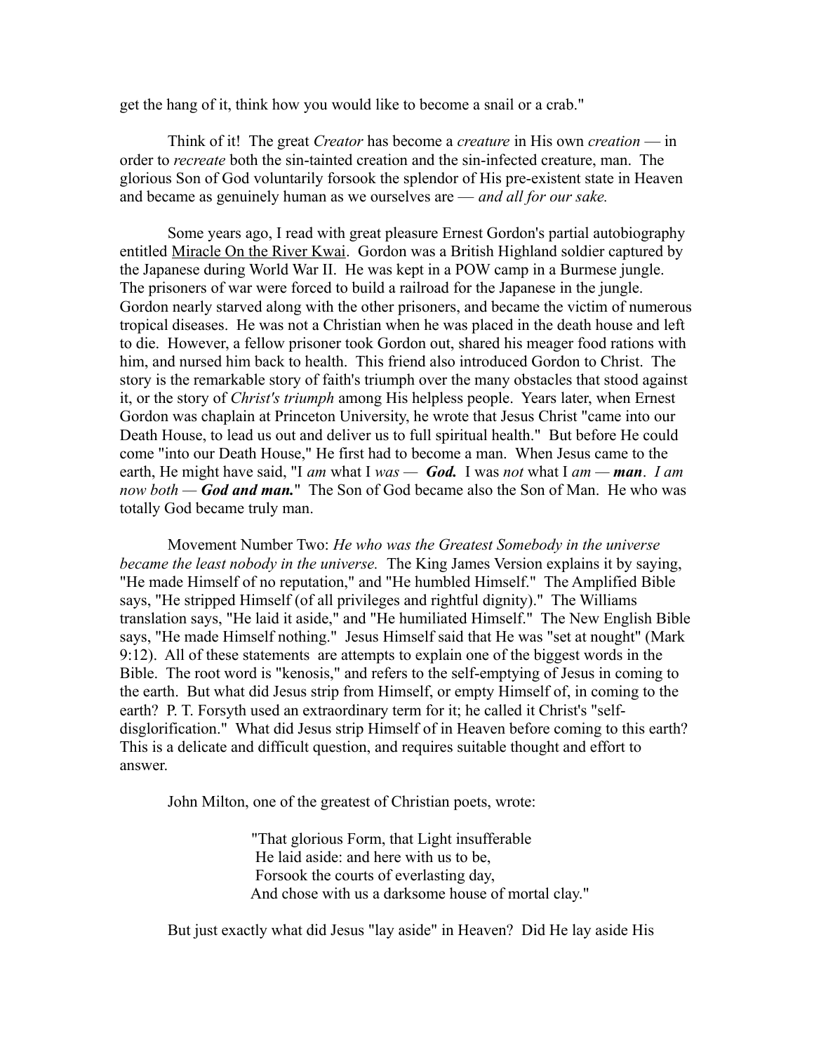get the hang of it, think how you would like to become a snail or a crab."

Think of it! The great *Creator* has become a *creature* in His own *creation* — in order to *recreate* both the sin-tainted creation and the sin-infected creature, man. The glorious Son of God voluntarily forsook the splendor of His pre-existent state in Heaven and became as genuinely human as we ourselves are — *and all for our sake.*

Some years ago, I read with great pleasure Ernest Gordon's partial autobiography entitled Miracle On the River Kwai. Gordon was a British Highland soldier captured by the Japanese during World War II. He was kept in a POW camp in a Burmese jungle. The prisoners of war were forced to build a railroad for the Japanese in the jungle. Gordon nearly starved along with the other prisoners, and became the victim of numerous tropical diseases. He was not a Christian when he was placed in the death house and left to die. However, a fellow prisoner took Gordon out, shared his meager food rations with him, and nursed him back to health. This friend also introduced Gordon to Christ. The story is the remarkable story of faith's triumph over the many obstacles that stood against it, or the story of *Christ's triumph* among His helpless people. Years later, when Ernest Gordon was chaplain at Princeton University, he wrote that Jesus Christ "came into our Death House, to lead us out and deliver us to full spiritual health." But before He could come "into our Death House," He first had to become a man. When Jesus came to the earth, He might have said, "I *am* what I *was* — ***God.*** I was *not* what I *am* — ***man***. *I am now both* — ***God and man.***" The Son of God became also the Son of Man. He who was totally God became truly man.

Movement Number Two: *He who was the Greatest Somebody in the universe became the least nobody in the universe.* The King James Version explains it by saying, "He made Himself of no reputation," and "He humbled Himself." The Amplified Bible says, "He stripped Himself (of all privileges and rightful dignity)." The Williams translation says, "He laid it aside," and "He humiliated Himself." The New English Bible says, "He made Himself nothing." Jesus Himself said that He was "set at nought" (Mark 9:12). All of these statements are attempts to explain one of the biggest words in the Bible. The root word is "kenosis," and refers to the self-emptying of Jesus in coming to the earth. But what did Jesus strip from Himself, or empty Himself of, in coming to the earth? P. T. Forsyth used an extraordinary term for it; he called it Christ's "self-disglorification." What did Jesus strip Himself of in Heaven before coming to this earth? This is a delicate and difficult question, and requires suitable thought and effort to answer.

John Milton, one of the greatest of Christian poets, wrote:

> "That glorious Form, that Light insufferable
> He laid aside: and here with us to be,
> Forsook the courts of everlasting day,
> And chose with us a darksome house of mortal clay."

But just exactly what did Jesus "lay aside" in Heaven? Did He lay aside His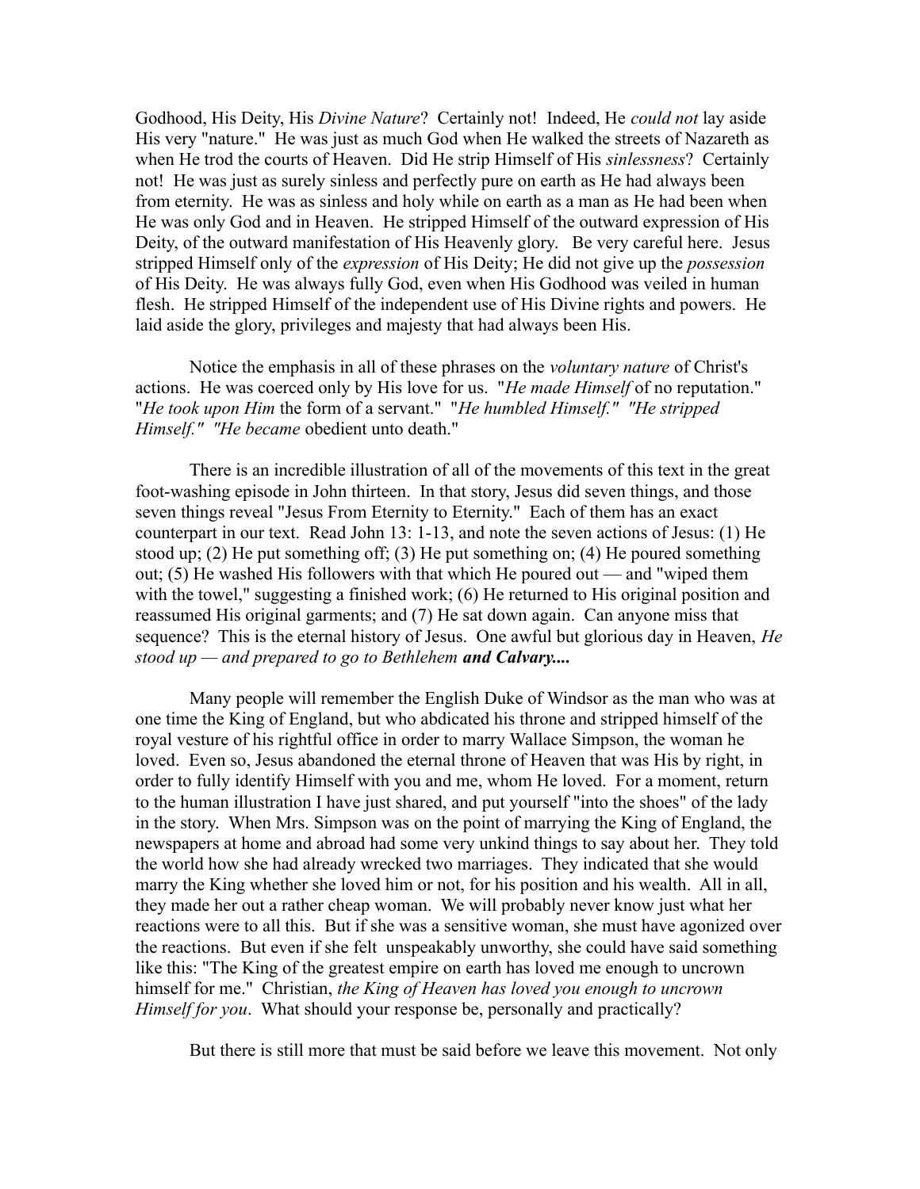Godhood, His Deity, His *Divine Nature*? Certainly not! Indeed, He *could not* lay aside His very "nature." He was just as much God when He walked the streets of Nazareth as when He trod the courts of Heaven. Did He strip Himself of His *sinlessness*? Certainly not! He was just as surely sinless and perfectly pure on earth as He had always been from eternity. He was as sinless and holy while on earth as a man as He had been when He was only God and in Heaven. He stripped Himself of the outward expression of His Deity, of the outward manifestation of His Heavenly glory. Be very careful here. Jesus stripped Himself only of the *expression* of His Deity; He did not give up the *possession* of His Deity. He was always fully God, even when His Godhood was veiled in human flesh. He stripped Himself of the independent use of His Divine rights and powers. He laid aside the glory, privileges and majesty that had always been His.

Notice the emphasis in all of these phrases on the *voluntary nature* of Christ's actions. He was coerced only by His love for us. "*He made Himself* of no reputation." "*He took upon Him* the form of a servant." "*He humbled Himself." "He stripped Himself." "He became* obedient unto death."

There is an incredible illustration of all of the movements of this text in the great foot-washing episode in John thirteen. In that story, Jesus did seven things, and those seven things reveal "Jesus From Eternity to Eternity." Each of them has an exact counterpart in our text. Read John 13: 1-13, and note the seven actions of Jesus: (1) He stood up; (2) He put something off; (3) He put something on; (4) He poured something out; (5) He washed His followers with that which He poured out — and "wiped them with the towel," suggesting a finished work; (6) He returned to His original position and reassumed His original garments; and (7) He sat down again. Can anyone miss that sequence? This is the eternal history of Jesus. One awful but glorious day in Heaven, *He stood up — and prepared to go to Bethlehem* ***and Calvary....***

Many people will remember the English Duke of Windsor as the man who was at one time the King of England, but who abdicated his throne and stripped himself of the royal vesture of his rightful office in order to marry Wallace Simpson, the woman he loved. Even so, Jesus abandoned the eternal throne of Heaven that was His by right, in order to fully identify Himself with you and me, whom He loved. For a moment, return to the human illustration I have just shared, and put yourself "into the shoes" of the lady in the story. When Mrs. Simpson was on the point of marrying the King of England, the newspapers at home and abroad had some very unkind things to say about her. They told the world how she had already wrecked two marriages. They indicated that she would marry the King whether she loved him or not, for his position and his wealth. All in all, they made her out a rather cheap woman. We will probably never know just what her reactions were to all this. But if she was a sensitive woman, she must have agonized over the reactions. But even if she felt unspeakably unworthy, she could have said something like this: "The King of the greatest empire on earth has loved me enough to uncrown himself for me." Christian, *the King of Heaven has loved you enough to uncrown Himself for you*. What should your response be, personally and practically?

But there is still more that must be said before we leave this movement. Not only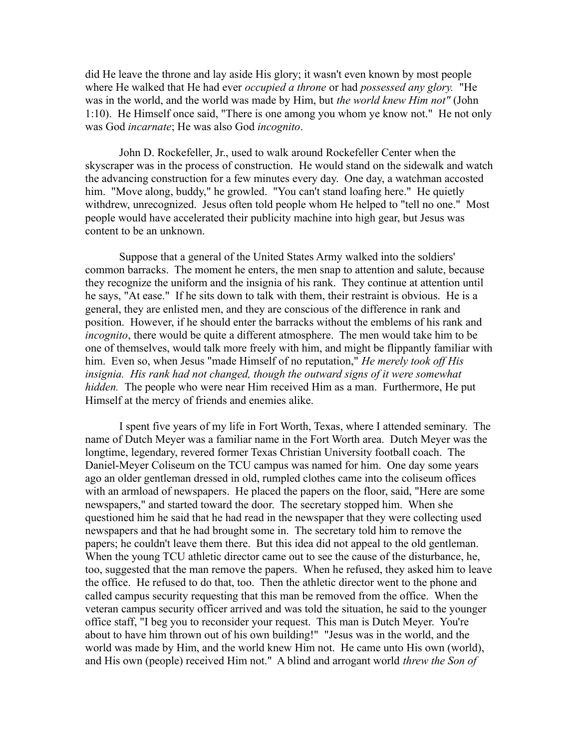did He leave the throne and lay aside His glory; it wasn't even known by most people where He walked that He had ever *occupied a throne* or had *possessed any glory.* "He was in the world, and the world was made by Him, but *the world knew Him not"* (John 1:10). He Himself once said, "There is one among you whom ye know not." He not only was God *incarnate*; He was also God *incognito*.

John D. Rockefeller, Jr., used to walk around Rockefeller Center when the skyscraper was in the process of construction. He would stand on the sidewalk and watch the advancing construction for a few minutes every day. One day, a watchman accosted him. "Move along, buddy," he growled. "You can't stand loafing here." He quietly withdrew, unrecognized. Jesus often told people whom He helped to "tell no one." Most people would have accelerated their publicity machine into high gear, but Jesus was content to be an unknown.

Suppose that a general of the United States Army walked into the soldiers' common barracks. The moment he enters, the men snap to attention and salute, because they recognize the uniform and the insignia of his rank. They continue at attention until he says, "At ease." If he sits down to talk with them, their restraint is obvious. He is a general, they are enlisted men, and they are conscious of the difference in rank and position. However, if he should enter the barracks without the emblems of his rank and *incognito*, there would be quite a different atmosphere. The men would take him to be one of themselves, would talk more freely with him, and might be flippantly familiar with him. Even so, when Jesus "made Himself of no reputation," *He merely took off His insignia. His rank had not changed, though the outward signs of it were somewhat hidden.* The people who were near Him received Him as a man. Furthermore, He put Himself at the mercy of friends and enemies alike.

I spent five years of my life in Fort Worth, Texas, where I attended seminary. The name of Dutch Meyer was a familiar name in the Fort Worth area. Dutch Meyer was the longtime, legendary, revered former Texas Christian University football coach. The Daniel-Meyer Coliseum on the TCU campus was named for him. One day some years ago an older gentleman dressed in old, rumpled clothes came into the coliseum offices with an armload of newspapers. He placed the papers on the floor, said, "Here are some newspapers," and started toward the door. The secretary stopped him. When she questioned him he said that he had read in the newspaper that they were collecting used newspapers and that he had brought some in. The secretary told him to remove the papers; he couldn't leave them there. But this idea did not appeal to the old gentleman. When the young TCU athletic director came out to see the cause of the disturbance, he, too, suggested that the man remove the papers. When he refused, they asked him to leave the office. He refused to do that, too. Then the athletic director went to the phone and called campus security requesting that this man be removed from the office. When the veteran campus security officer arrived and was told the situation, he said to the younger office staff, "I beg you to reconsider your request. This man is Dutch Meyer. You're about to have him thrown out of his own building!" "Jesus was in the world, and the world was made by Him, and the world knew Him not. He came unto His own (world), and His own (people) received Him not." A blind and arrogant world *threw the Son of*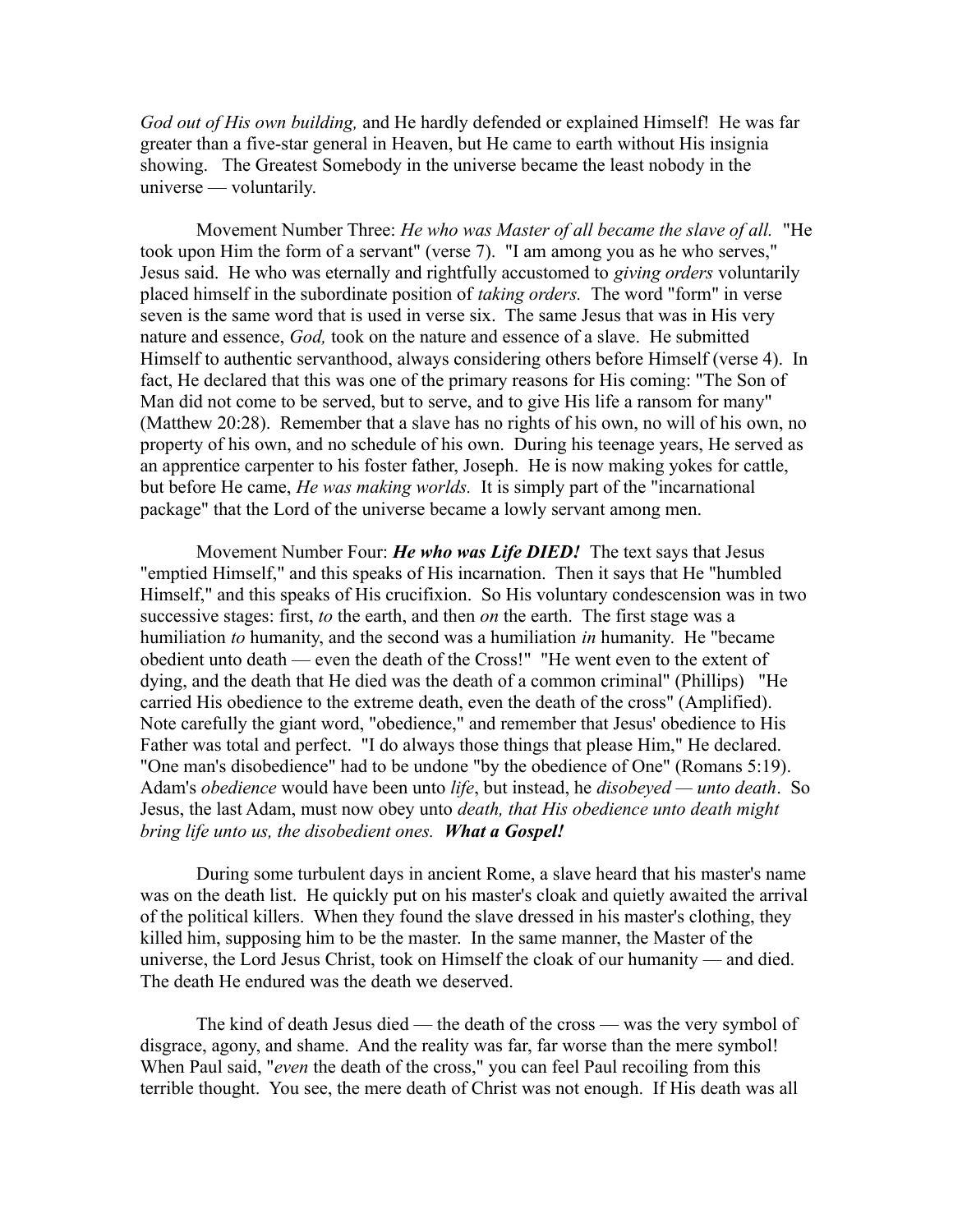*God out of His own building,* and He hardly defended or explained Himself! He was far greater than a five-star general in Heaven, but He came to earth without His insignia showing. The Greatest Somebody in the universe became the least nobody in the universe — voluntarily.

Movement Number Three: *He who was Master of all became the slave of all.* "He took upon Him the form of a servant" (verse 7). "I am among you as he who serves," Jesus said. He who was eternally and rightfully accustomed to *giving orders* voluntarily placed himself in the subordinate position of *taking orders.* The word "form" in verse seven is the same word that is used in verse six. The same Jesus that was in His very nature and essence, *God,* took on the nature and essence of a slave. He submitted Himself to authentic servanthood, always considering others before Himself (verse 4). In fact, He declared that this was one of the primary reasons for His coming: "The Son of Man did not come to be served, but to serve, and to give His life a ransom for many" (Matthew 20:28). Remember that a slave has no rights of his own, no will of his own, no property of his own, and no schedule of his own. During his teenage years, He served as an apprentice carpenter to his foster father, Joseph. He is now making yokes for cattle, but before He came, *He was making worlds.* It is simply part of the "incarnational package" that the Lord of the universe became a lowly servant among men.

Movement Number Four: ***He who was Life DIED!*** The text says that Jesus "emptied Himself," and this speaks of His incarnation. Then it says that He "humbled Himself," and this speaks of His crucifixion. So His voluntary condescension was in two successive stages: first, *to* the earth, and then *on* the earth. The first stage was a humiliation *to* humanity, and the second was a humiliation *in* humanity. He "became obedient unto death — even the death of the Cross!" "He went even to the extent of dying, and the death that He died was the death of a common criminal" (Phillips) "He carried His obedience to the extreme death, even the death of the cross" (Amplified). Note carefully the giant word, "obedience," and remember that Jesus' obedience to His Father was total and perfect. "I do always those things that please Him," He declared. "One man's disobedience" had to be undone "by the obedience of One" (Romans 5:19). Adam's *obedience* would have been unto *life*, but instead, he *disobeyed — unto death*. So Jesus, the last Adam, must now obey unto *death, that His obedience unto death might bring life unto us, the disobedient ones.* ***What a Gospel!***

During some turbulent days in ancient Rome, a slave heard that his master's name was on the death list. He quickly put on his master's cloak and quietly awaited the arrival of the political killers. When they found the slave dressed in his master's clothing, they killed him, supposing him to be the master. In the same manner, the Master of the universe, the Lord Jesus Christ, took on Himself the cloak of our humanity — and died. The death He endured was the death we deserved.

The kind of death Jesus died — the death of the cross — was the very symbol of disgrace, agony, and shame. And the reality was far, far worse than the mere symbol! When Paul said, "*even* the death of the cross," you can feel Paul recoiling from this terrible thought. You see, the mere death of Christ was not enough. If His death was all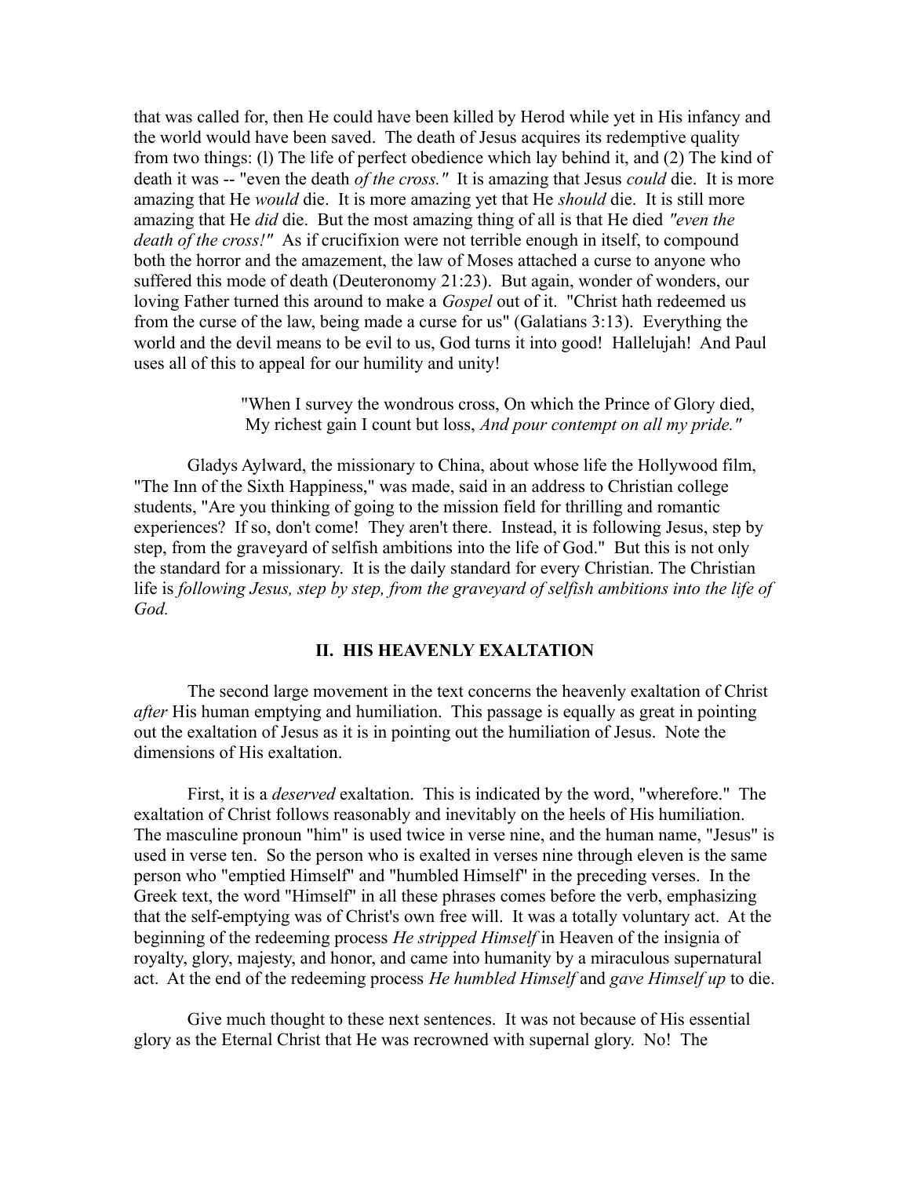that was called for, then He could have been killed by Herod while yet in His infancy and the world would have been saved. The death of Jesus acquires its redemptive quality from two things: (l) The life of perfect obedience which lay behind it, and (2) The kind of death it was -- "even the death *of the cross."* It is amazing that Jesus *could* die. It is more amazing that He *would* die. It is more amazing yet that He *should* die. It is still more amazing that He *did* die. But the most amazing thing of all is that He died *"even the death of the cross!"* As if crucifixion were not terrible enough in itself, to compound both the horror and the amazement, the law of Moses attached a curse to anyone who suffered this mode of death (Deuteronomy 21:23). But again, wonder of wonders, our loving Father turned this around to make a *Gospel* out of it. "Christ hath redeemed us from the curse of the law, being made a curse for us" (Galatians 3:13). Everything the world and the devil means to be evil to us, God turns it into good! Hallelujah! And Paul uses all of this to appeal for our humility and unity!

> "When I survey the wondrous cross, On which the Prince of Glory died,
> My richest gain I count but loss, *And pour contempt on all my pride."*

Gladys Aylward, the missionary to China, about whose life the Hollywood film, "The Inn of the Sixth Happiness," was made, said in an address to Christian college students, "Are you thinking of going to the mission field for thrilling and romantic experiences? If so, don't come! They aren't there. Instead, it is following Jesus, step by step, from the graveyard of selfish ambitions into the life of God." But this is not only the standard for a missionary. It is the daily standard for every Christian. The Christian life is *following Jesus, step by step, from the graveyard of selfish ambitions into the life of God.*

## II. HIS HEAVENLY EXALTATION

The second large movement in the text concerns the heavenly exaltation of Christ *after* His human emptying and humiliation. This passage is equally as great in pointing out the exaltation of Jesus as it is in pointing out the humiliation of Jesus. Note the dimensions of His exaltation.

First, it is a *deserved* exaltation. This is indicated by the word, "wherefore." The exaltation of Christ follows reasonably and inevitably on the heels of His humiliation. The masculine pronoun "him" is used twice in verse nine, and the human name, "Jesus" is used in verse ten. So the person who is exalted in verses nine through eleven is the same person who "emptied Himself" and "humbled Himself" in the preceding verses. In the Greek text, the word "Himself" in all these phrases comes before the verb, emphasizing that the self-emptying was of Christ's own free will. It was a totally voluntary act. At the beginning of the redeeming process *He stripped Himself* in Heaven of the insignia of royalty, glory, majesty, and honor, and came into humanity by a miraculous supernatural act. At the end of the redeeming process *He humbled Himself* and *gave Himself up* to die.

Give much thought to these next sentences. It was not because of His essential glory as the Eternal Christ that He was recrowned with supernal glory. No! The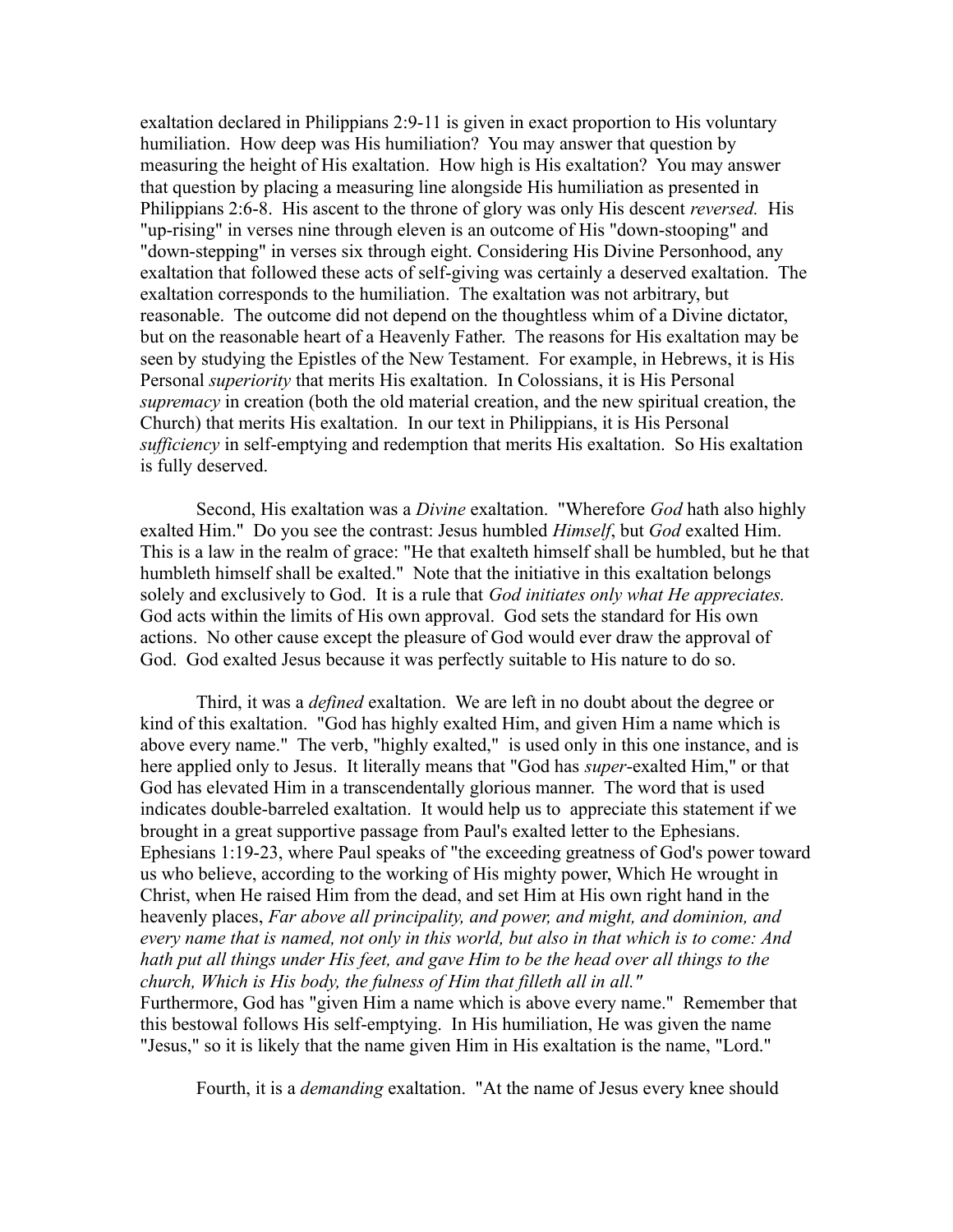exaltation declared in Philippians 2:9-11 is given in exact proportion to His voluntary humiliation. How deep was His humiliation? You may answer that question by measuring the height of His exaltation. How high is His exaltation? You may answer that question by placing a measuring line alongside His humiliation as presented in Philippians 2:6-8. His ascent to the throne of glory was only His descent *reversed.* His "up-rising" in verses nine through eleven is an outcome of His "down-stooping" and "down-stepping" in verses six through eight. Considering His Divine Personhood, any exaltation that followed these acts of self-giving was certainly a deserved exaltation. The exaltation corresponds to the humiliation. The exaltation was not arbitrary, but reasonable. The outcome did not depend on the thoughtless whim of a Divine dictator, but on the reasonable heart of a Heavenly Father. The reasons for His exaltation may be seen by studying the Epistles of the New Testament. For example, in Hebrews, it is His Personal *superiority* that merits His exaltation. In Colossians, it is His Personal *supremacy* in creation (both the old material creation, and the new spiritual creation, the Church) that merits His exaltation. In our text in Philippians, it is His Personal *sufficiency* in self-emptying and redemption that merits His exaltation. So His exaltation is fully deserved.

Second, His exaltation was a *Divine* exaltation. "Wherefore *God* hath also highly exalted Him." Do you see the contrast: Jesus humbled *Himself*, but *God* exalted Him. This is a law in the realm of grace: "He that exalteth himself shall be humbled, but he that humbleth himself shall be exalted." Note that the initiative in this exaltation belongs solely and exclusively to God. It is a rule that *God initiates only what He appreciates.* God acts within the limits of His own approval. God sets the standard for His own actions. No other cause except the pleasure of God would ever draw the approval of God. God exalted Jesus because it was perfectly suitable to His nature to do so.

Third, it was a *defined* exaltation. We are left in no doubt about the degree or kind of this exaltation. "God has highly exalted Him, and given Him a name which is above every name." The verb, "highly exalted," is used only in this one instance, and is here applied only to Jesus. It literally means that "God has *super*-exalted Him," or that God has elevated Him in a transcendentally glorious manner. The word that is used indicates double-barreled exaltation. It would help us to appreciate this statement if we brought in a great supportive passage from Paul's exalted letter to the Ephesians. Ephesians 1:19-23, where Paul speaks of "the exceeding greatness of God's power toward us who believe, according to the working of His mighty power, Which He wrought in Christ, when He raised Him from the dead, and set Him at His own right hand in the heavenly places, *Far above all principality, and power, and might, and dominion, and every name that is named, not only in this world, but also in that which is to come: And hath put all things under His feet, and gave Him to be the head over all things to the church, Which is His body, the fulness of Him that filleth all in all."*
Furthermore, God has "given Him a name which is above every name." Remember that this bestowal follows His self-emptying. In His humiliation, He was given the name "Jesus," so it is likely that the name given Him in His exaltation is the name, "Lord."

Fourth, it is a *demanding* exaltation. "At the name of Jesus every knee should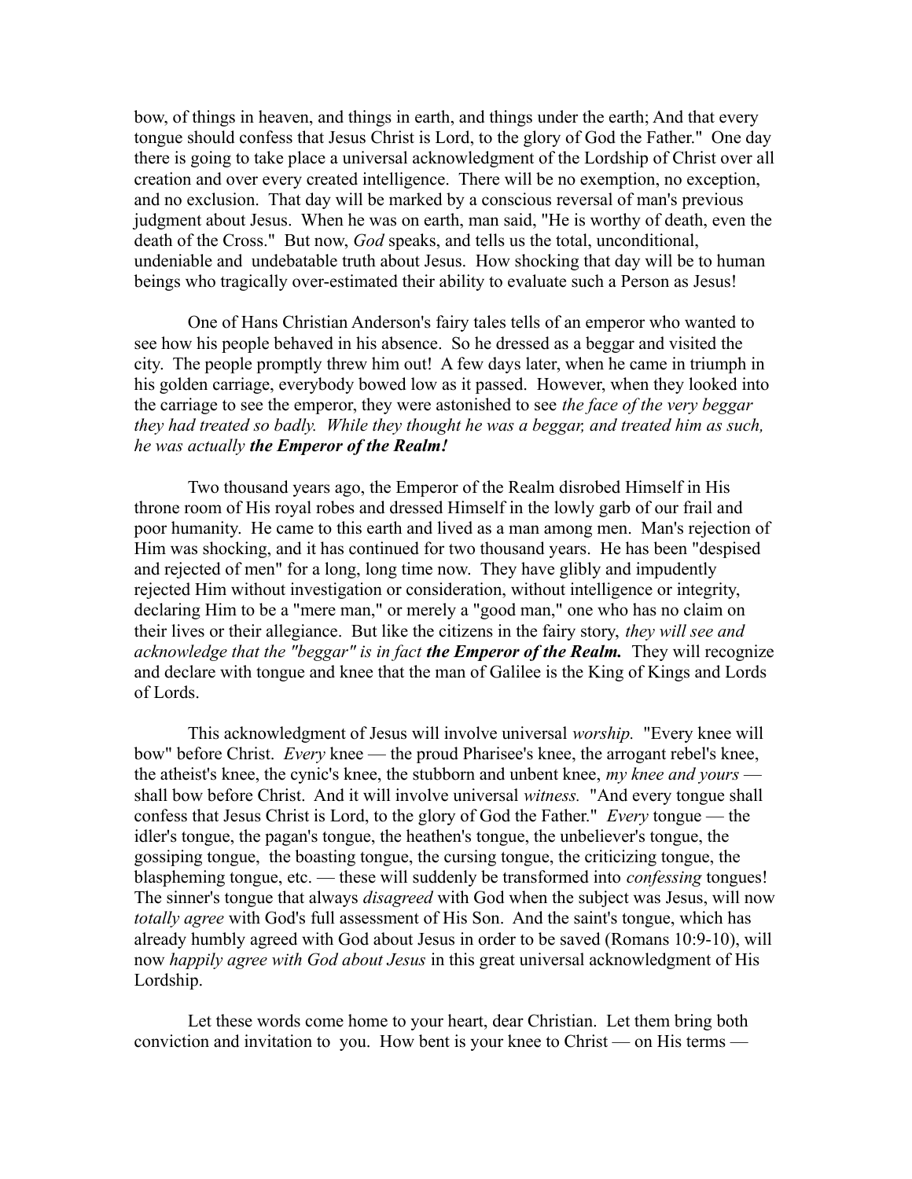bow, of things in heaven, and things in earth, and things under the earth; And that every tongue should confess that Jesus Christ is Lord, to the glory of God the Father." One day there is going to take place a universal acknowledgment of the Lordship of Christ over all creation and over every created intelligence. There will be no exemption, no exception, and no exclusion. That day will be marked by a conscious reversal of man's previous judgment about Jesus. When he was on earth, man said, "He is worthy of death, even the death of the Cross." But now, *God* speaks, and tells us the total, unconditional, undeniable and undebatable truth about Jesus. How shocking that day will be to human beings who tragically over-estimated their ability to evaluate such a Person as Jesus!

One of Hans Christian Anderson's fairy tales tells of an emperor who wanted to see how his people behaved in his absence. So he dressed as a beggar and visited the city. The people promptly threw him out! A few days later, when he came in triumph in his golden carriage, everybody bowed low as it passed. However, when they looked into the carriage to see the emperor, they were astonished to see *the face of the very beggar they had treated so badly. While they thought he was a beggar, and treated him as such, he was actually **the Emperor of the Realm!***

Two thousand years ago, the Emperor of the Realm disrobed Himself in His throne room of His royal robes and dressed Himself in the lowly garb of our frail and poor humanity. He came to this earth and lived as a man among men. Man's rejection of Him was shocking, and it has continued for two thousand years. He has been "despised and rejected of men" for a long, long time now. They have glibly and impudently rejected Him without investigation or consideration, without intelligence or integrity, declaring Him to be a "mere man," or merely a "good man," one who has no claim on their lives or their allegiance. But like the citizens in the fairy story, *they will see and acknowledge that the "beggar" is in fact **the Emperor of the Realm.*** They will recognize and declare with tongue and knee that the man of Galilee is the King of Kings and Lords of Lords.

This acknowledgment of Jesus will involve universal *worship.* "Every knee will bow" before Christ. *Every* knee — the proud Pharisee's knee, the arrogant rebel's knee, the atheist's knee, the cynic's knee, the stubborn and unbent knee, *my knee and yours* — shall bow before Christ. And it will involve universal *witness.* "And every tongue shall confess that Jesus Christ is Lord, to the glory of God the Father." *Every* tongue — the idler's tongue, the pagan's tongue, the heathen's tongue, the unbeliever's tongue, the gossiping tongue, the boasting tongue, the cursing tongue, the criticizing tongue, the blaspheming tongue, etc. — these will suddenly be transformed into *confessing* tongues! The sinner's tongue that always *disagreed* with God when the subject was Jesus, will now *totally agree* with God's full assessment of His Son. And the saint's tongue, which has already humbly agreed with God about Jesus in order to be saved (Romans 10:9-10), will now *happily agree with God about Jesus* in this great universal acknowledgment of His Lordship.

Let these words come home to your heart, dear Christian. Let them bring both conviction and invitation to you. How bent is your knee to Christ — on His terms —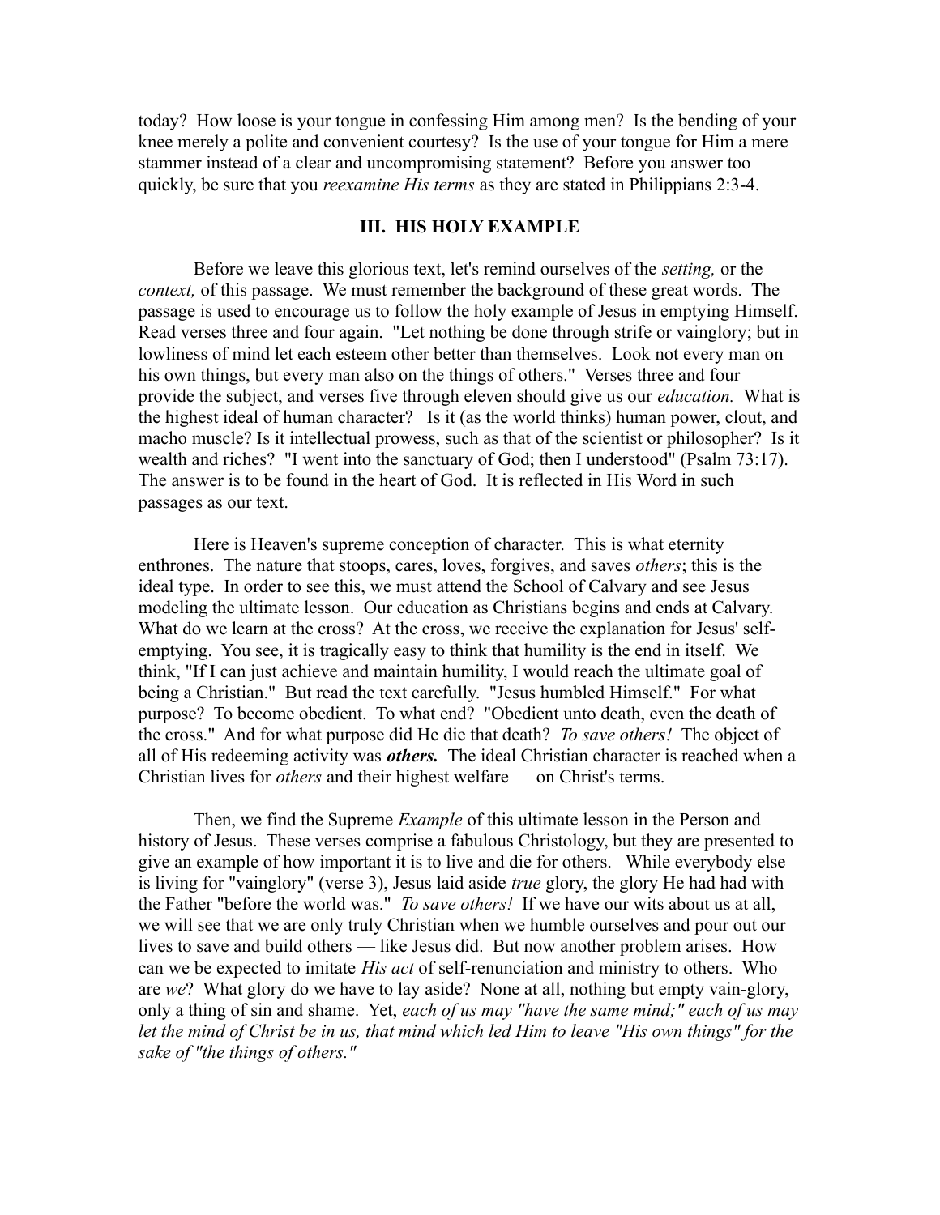today? How loose is your tongue in confessing Him among men? Is the bending of your knee merely a polite and convenient courtesy? Is the use of your tongue for Him a mere stammer instead of a clear and uncompromising statement? Before you answer too quickly, be sure that you *reexamine His terms* as they are stated in Philippians 2:3-4.

## III. HIS HOLY EXAMPLE

Before we leave this glorious text, let's remind ourselves of the *setting,* or the *context,* of this passage. We must remember the background of these great words. The passage is used to encourage us to follow the holy example of Jesus in emptying Himself. Read verses three and four again. "Let nothing be done through strife or vainglory; but in lowliness of mind let each esteem other better than themselves. Look not every man on his own things, but every man also on the things of others." Verses three and four provide the subject, and verses five through eleven should give us our *education.* What is the highest ideal of human character? Is it (as the world thinks) human power, clout, and macho muscle? Is it intellectual prowess, such as that of the scientist or philosopher? Is it wealth and riches? "I went into the sanctuary of God; then I understood" (Psalm 73:17). The answer is to be found in the heart of God. It is reflected in His Word in such passages as our text.

Here is Heaven's supreme conception of character. This is what eternity enthrones. The nature that stoops, cares, loves, forgives, and saves *others*; this is the ideal type. In order to see this, we must attend the School of Calvary and see Jesus modeling the ultimate lesson. Our education as Christians begins and ends at Calvary. What do we learn at the cross? At the cross, we receive the explanation for Jesus' self-emptying. You see, it is tragically easy to think that humility is the end in itself. We think, "If I can just achieve and maintain humility, I would reach the ultimate goal of being a Christian." But read the text carefully. "Jesus humbled Himself." For what purpose? To become obedient. To what end? "Obedient unto death, even the death of the cross." And for what purpose did He die that death? *To save others!* The object of all of His redeeming activity was ***others.*** The ideal Christian character is reached when a Christian lives for *others* and their highest welfare — on Christ's terms.

Then, we find the Supreme *Example* of this ultimate lesson in the Person and history of Jesus. These verses comprise a fabulous Christology, but they are presented to give an example of how important it is to live and die for others. While everybody else is living for "vainglory" (verse 3), Jesus laid aside *true* glory, the glory He had had with the Father "before the world was." *To save others!* If we have our wits about us at all, we will see that we are only truly Christian when we humble ourselves and pour out our lives to save and build others — like Jesus did. But now another problem arises. How can we be expected to imitate *His act* of self-renunciation and ministry to others. Who are *we*? What glory do we have to lay aside? None at all, nothing but empty vain-glory, only a thing of sin and shame. Yet, *each of us may "have the same mind;" each of us may let the mind of Christ be in us, that mind which led Him to leave "His own things" for the sake of "the things of others."*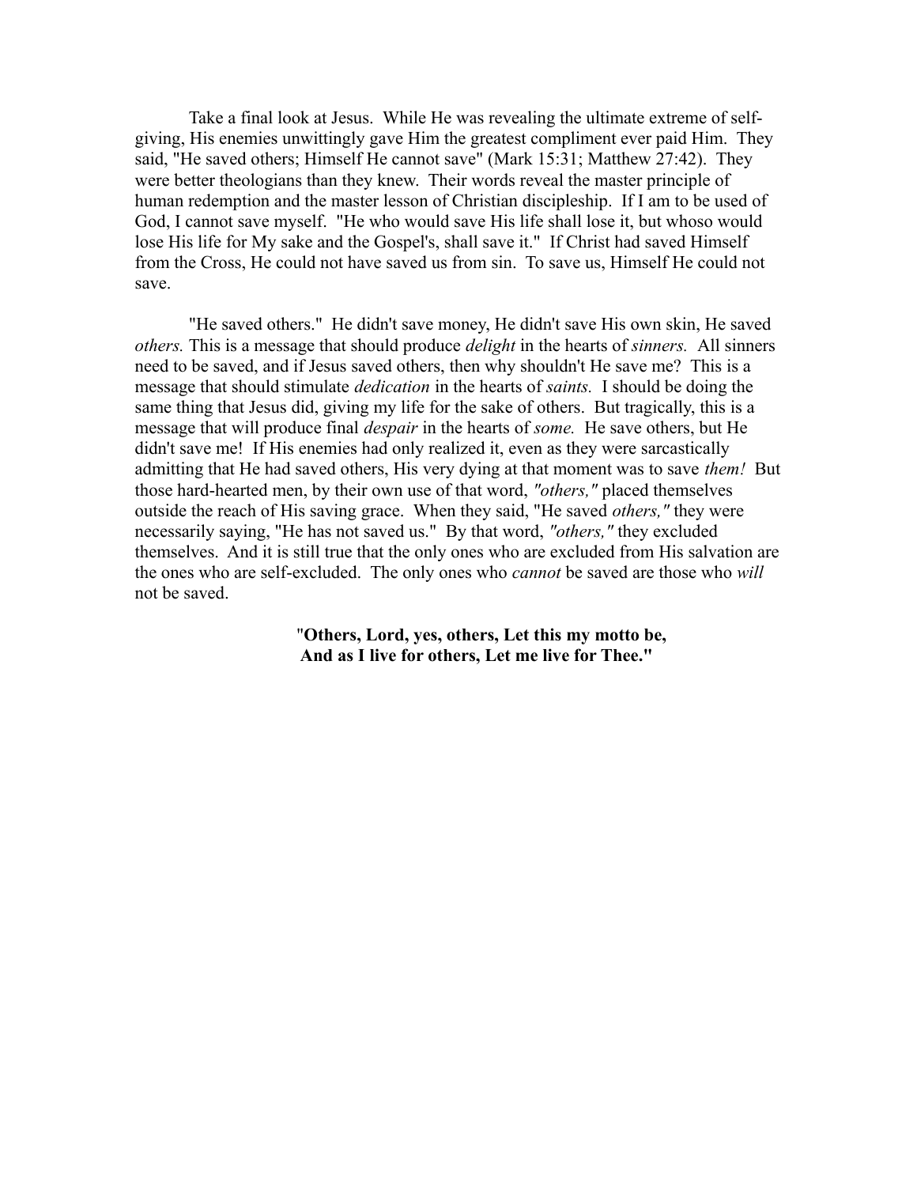Take a final look at Jesus. While He was revealing the ultimate extreme of self-giving, His enemies unwittingly gave Him the greatest compliment ever paid Him. They said, "He saved others; Himself He cannot save" (Mark 15:31; Matthew 27:42). They were better theologians than they knew. Their words reveal the master principle of human redemption and the master lesson of Christian discipleship. If I am to be used of God, I cannot save myself. "He who would save His life shall lose it, but whoso would lose His life for My sake and the Gospel's, shall save it." If Christ had saved Himself from the Cross, He could not have saved us from sin. To save us, Himself He could not save.

"He saved others." He didn't save money, He didn't save His own skin, He saved *others.* This is a message that should produce *delight* in the hearts of *sinners.* All sinners need to be saved, and if Jesus saved others, then why shouldn't He save me? This is a message that should stimulate *dedication* in the hearts of *saints.* I should be doing the same thing that Jesus did, giving my life for the sake of others. But tragically, this is a message that will produce final *despair* in the hearts of *some.* He save others, but He didn't save me! If His enemies had only realized it, even as they were sarcastically admitting that He had saved others, His very dying at that moment was to save *them!* But those hard-hearted men, by their own use of that word, *"others,"* placed themselves outside the reach of His saving grace. When they said, "He saved *others,"* they were necessarily saying, "He has not saved us." By that word, *"others,"* they excluded themselves. And it is still true that the only ones who are excluded from His salvation are the ones who are self-excluded. The only ones who *cannot* be saved are those who *will* not be saved.

**"Others, Lord, yes, others, Let this my motto be,**
**And as I live for others, Let me live for Thee."**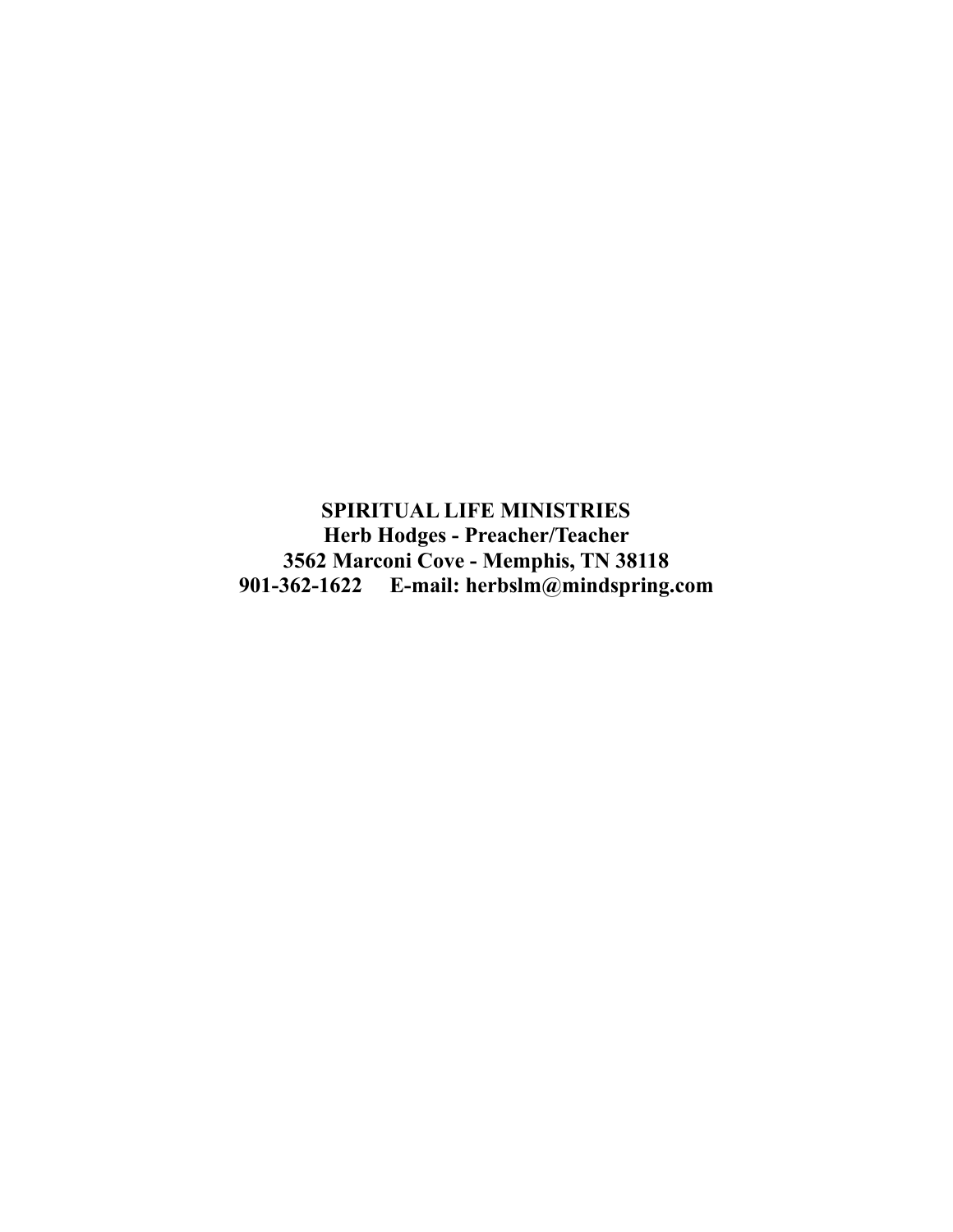**SPIRITUAL LIFE MINISTRIES**
**Herb Hodges - Preacher/Teacher**
**3562 Marconi Cove - Memphis, TN 38118**
**901-362-1622 E-mail: herbslm@mindspring.com**